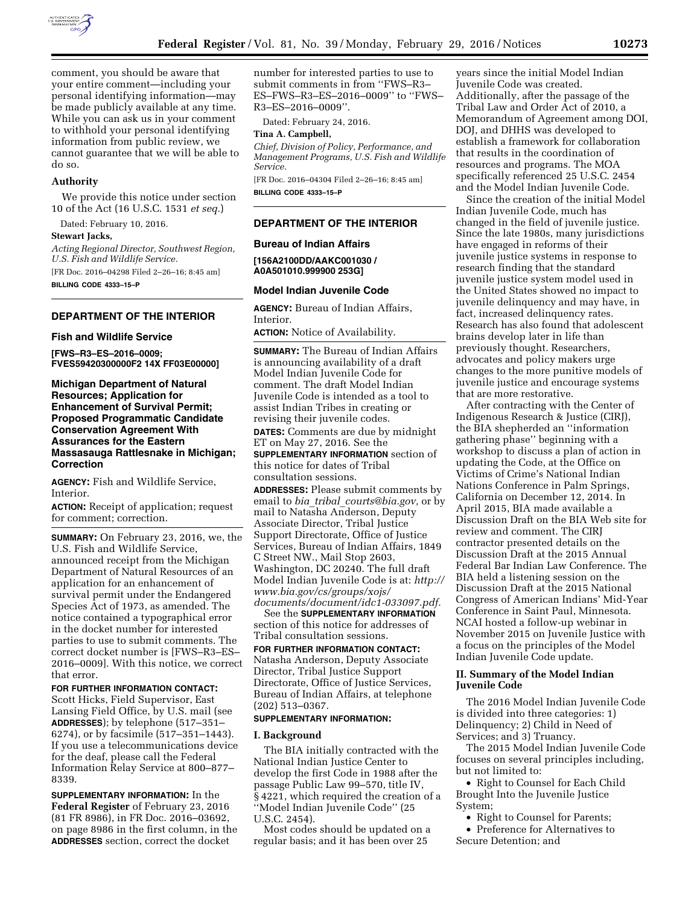comment, you should be aware that your entire comment—including your personal identifying information—may be made publicly available at any time. While you can ask us in your comment to withhold your personal identifying information from public review, we cannot guarantee that we will be able to do so.

### Authority

We provide this notice under section 10 of the Act (16 U.S.C. 1531 *et seq.*)

Dated: February 10, 2016.

**Stewart Jacks,**

*Acting Regional Director, Southwest Region, U.S. Fish and Wildlife Service.*

[FR Doc. 2016–04298 Filed 2–26–16; 8:45 am]

**BILLING CODE 4333–15–P**

## DEPARTMENT OF THE INTERIOR

### Fish and Wildlife Service

**[FWS–R3–ES–2016–0009; FVES59420300000F2 14X FF03E00000]**

### Michigan Department of Natural Resources; Application for Enhancement of Survival Permit; Proposed Programmatic Candidate Conservation Agreement With Assurances for the Eastern Massasauga Rattlesnake in Michigan; Correction

**AGENCY:** Fish and Wildlife Service, Interior.

**ACTION:** Receipt of application; request for comment; correction.

**SUMMARY:** On February 23, 2016, we, the U.S. Fish and Wildlife Service, announced receipt from the Michigan Department of Natural Resources of an application for an enhancement of survival permit under the Endangered Species Act of 1973, as amended. The notice contained a typographical error in the docket number for interested parties to use to submit comments. The correct docket number is [FWS–R3–ES–2016–0009]. With this notice, we correct that error.

**FOR FURTHER INFORMATION CONTACT:** Scott Hicks, Field Supervisor, East Lansing Field Office, by U.S. mail (see **ADDRESSES**); by telephone (517–351–6274), or by facsimile (517–351–1443). If you use a telecommunications device for the deaf, please call the Federal Information Relay Service at 800–877–8339.

**SUPPLEMENTARY INFORMATION:** In the **Federal Register** of February 23, 2016 (81 FR 8986), in FR Doc. 2016–03692, on page 8986 in the first column, in the **ADDRESSES** section, correct the docket number for interested parties to use to submit comments in from ''FWS–R3–ES–FWS–R3–ES–2016–0009'' to ''FWS–R3–ES–2016–0009''.

Dated: February 24, 2016.

**Tina A. Campbell,**

*Chief, Division of Policy, Performance, and Management Programs, U.S. Fish and Wildlife Service.*

[FR Doc. 2016–04304 Filed 2–26–16; 8:45 am]

**BILLING CODE 4333–15–P**

## DEPARTMENT OF THE INTERIOR

### Bureau of Indian Affairs

**[156A2100DD/AAKC001030 / A0A501010.999900 253G]**

### Model Indian Juvenile Code

**AGENCY:** Bureau of Indian Affairs, Interior.

**ACTION:** Notice of Availability.

**SUMMARY:** The Bureau of Indian Affairs is announcing availability of a draft Model Indian Juvenile Code for comment. The draft Model Indian Juvenile Code is intended as a tool to assist Indian Tribes in creating or revising their juvenile codes.

**DATES:** Comments are due by midnight ET on May 27, 2016. See the **SUPPLEMENTARY INFORMATION** section of this notice for dates of Tribal consultation sessions.

**ADDRESSES:** Please submit comments by email to *bia_tribal_courts@bia.gov,* or by mail to Natasha Anderson, Deputy Associate Director, Tribal Justice Support Directorate, Office of Justice Services, Bureau of Indian Affairs, 1849 C Street NW., Mail Stop 2603, Washington, DC 20240. The full draft Model Indian Juvenile Code is at: *http://www.bia.gov/cs/groups/xojs/documents/document/idc1-033097.pdf.*

See the **SUPPLEMENTARY INFORMATION** section of this notice for addresses of Tribal consultation sessions.

**FOR FURTHER INFORMATION CONTACT:** Natasha Anderson, Deputy Associate Director, Tribal Justice Support Directorate, Office of Justice Services, Bureau of Indian Affairs, at telephone (202) 513–0367.

**SUPPLEMENTARY INFORMATION:**

### I. Background

The BIA initially contracted with the National Indian Justice Center to develop the first Code in 1988 after the passage Public Law 99–570, title IV, § 4221, which required the creation of a ''Model Indian Juvenile Code'' (25 U.S.C. 2454).

Most codes should be updated on a regular basis; and it has been over 25 years since the initial Model Indian Juvenile Code was created. Additionally, after the passage of the Tribal Law and Order Act of 2010, a Memorandum of Agreement among DOI, DOJ, and DHHS was developed to establish a framework for collaboration that results in the coordination of resources and programs. The MOA specifically referenced 25 U.S.C. 2454 and the Model Indian Juvenile Code.

Since the creation of the initial Model Indian Juvenile Code, much has changed in the field of juvenile justice. Since the late 1980s, many jurisdictions have engaged in reforms of their juvenile justice systems in response to research finding that the standard juvenile justice system model used in the United States showed no impact to juvenile delinquency and may have, in fact, increased delinquency rates. Research has also found that adolescent brains develop later in life than previously thought. Researchers, advocates and policy makers urge changes to the more punitive models of juvenile justice and encourage systems that are more restorative.

After contracting with the Center of Indigenous Research & Justice (CIRJ), the BIA shepherded an ''information gathering phase'' beginning with a workshop to discuss a plan of action in updating the Code, at the Office on Victims of Crime's National Indian Nations Conference in Palm Springs, California on December 12, 2014. In April 2015, BIA made available a Discussion Draft on the BIA Web site for review and comment. The CIRJ contractor presented details on the Discussion Draft at the 2015 Annual Federal Bar Indian Law Conference. The BIA held a listening session on the Discussion Draft at the 2015 National Congress of American Indians' Mid-Year Conference in Saint Paul, Minnesota. NCAI hosted a follow-up webinar in November 2015 on Juvenile Justice with a focus on the principles of the Model Indian Juvenile Code update.

### II. Summary of the Model Indian Juvenile Code

The 2016 Model Indian Juvenile Code is divided into three categories: 1) Delinquency; 2) Child in Need of Services; and 3) Truancy.

The 2015 Model Indian Juvenile Code focuses on several principles including, but not limited to:

- Right to Counsel for Each Child Brought Into the Juvenile Justice System;
- Right to Counsel for Parents;
- Preference for Alternatives to Secure Detention; and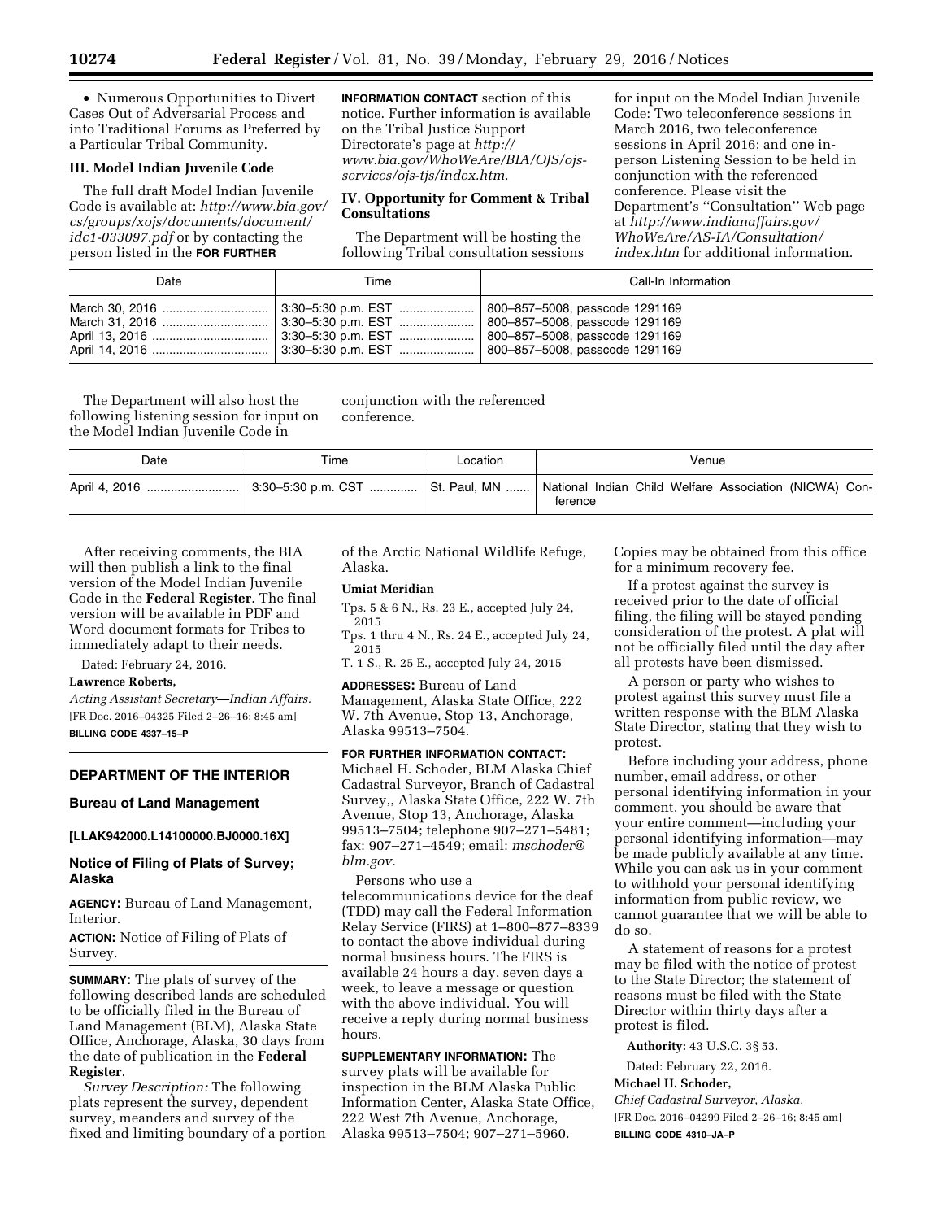- Numerous Opportunities to Divert Cases Out of Adversarial Process and into Traditional Forums as Preferred by a Particular Tribal Community.

### III. Model Indian Juvenile Code

The full draft Model Indian Juvenile Code is available at: *http://www.bia.gov/cs/groups/xojs/documents/document/idc1-033097.pdf* or by contacting the person listed in the **FOR FURTHER INFORMATION CONTACT** section of this notice. Further information is available on the Tribal Justice Support Directorate's page at *http://www.bia.gov/WhoWeAre/BIA/OJS/ojs-services/ojs-tjs/index.htm.*

### IV. Opportunity for Comment & Tribal Consultations

The Department will be hosting the following Tribal consultation sessions for input on the Model Indian Juvenile Code: Two teleconference sessions in March 2016, two teleconference sessions in April 2016; and one in-person Listening Session to be held in conjunction with the referenced conference. Please visit the Department's ''Consultation'' Web page at *http://www.indianaffairs.gov/WhoWeAre/AS-IA/Consultation/index.htm* for additional information.

| Date | Time | Call-In Information |
|---|---|---|
| March 30, 2016 | 3:30–5:30 p.m. EST | 800–857–5008, passcode 1291169 |
| March 31, 2016 | 3:30–5:30 p.m. EST | 800–857–5008, passcode 1291169 |
| April 13, 2016 | 3:30–5:30 p.m. EST | 800–857–5008, passcode 1291169 |
| April 14, 2016 | 3:30–5:30 p.m. EST | 800–857–5008, passcode 1291169 |

The Department will also host the following listening session for input on the Model Indian Juvenile Code in conjunction with the referenced conference.

| Date | Time | Location | Venue |
|---|---|---|---|
| April 4, 2016 | 3:30–5:30 p.m. CST | St. Paul, MN | National Indian Child Welfare Association (NICWA) Conference |

After receiving comments, the BIA will then publish a link to the final version of the Model Indian Juvenile Code in the **Federal Register**. The final version will be available in PDF and Word document formats for Tribes to immediately adapt to their needs.

Dated: February 24, 2016.

**Lawrence Roberts,**

*Acting Assistant Secretary—Indian Affairs.*

[FR Doc. 2016–04325 Filed 2–26–16; 8:45 am]

**BILLING CODE 4337–15–P**

---

## DEPARTMENT OF THE INTERIOR

### Bureau of Land Management

**[LLAK942000.L14100000.BJ0000.16X]**

### Notice of Filing of Plats of Survey; Alaska

**AGENCY:** Bureau of Land Management, Interior.

**ACTION:** Notice of Filing of Plats of Survey.

**SUMMARY:** The plats of survey of the following described lands are scheduled to be officially filed in the Bureau of Land Management (BLM), Alaska State Office, Anchorage, Alaska, 30 days from the date of publication in the **Federal Register**.

*Survey Description:* The following plats represent the survey, dependent survey, meanders and survey of the fixed and limiting boundary of a portion of the Arctic National Wildlife Refuge, Alaska.

**Umiat Meridian**

Tps. 5 & 6 N., Rs. 23 E., accepted July 24, 2015

Tps. 1 thru 4 N., Rs. 24 E., accepted July 24, 2015

T. 1 S., R. 25 E., accepted July 24, 2015

**ADDRESSES:** Bureau of Land Management, Alaska State Office, 222 W. 7th Avenue, Stop 13, Anchorage, Alaska 99513–7504.

**FOR FURTHER INFORMATION CONTACT:** Michael H. Schoder, BLM Alaska Chief Cadastral Surveyor, Branch of Cadastral Survey,, Alaska State Office, 222 W. 7th Avenue, Stop 13, Anchorage, Alaska 99513–7504; telephone 907–271–5481; fax: 907–271–4549; email: *mschoder@blm.gov.*

Persons who use a telecommunications device for the deaf (TDD) may call the Federal Information Relay Service (FIRS) at 1–800–877–8339 to contact the above individual during normal business hours. The FIRS is available 24 hours a day, seven days a week, to leave a message or question with the above individual. You will receive a reply during normal business hours.

**SUPPLEMENTARY INFORMATION:** The survey plats will be available for inspection in the BLM Alaska Public Information Center, Alaska State Office, 222 West 7th Avenue, Anchorage, Alaska 99513–7504; 907–271–5960. Copies may be obtained from this office for a minimum recovery fee.

If a protest against the survey is received prior to the date of official filing, the filing will be stayed pending consideration of the protest. A plat will not be officially filed until the day after all protests have been dismissed.

A person or party who wishes to protest against this survey must file a written response with the BLM Alaska State Director, stating that they wish to protest.

Before including your address, phone number, email address, or other personal identifying information in your comment, you should be aware that your entire comment—including your personal identifying information—may be made publicly available at any time. While you can ask us in your comment to withhold your personal identifying information from public review, we cannot guarantee that we will be able to do so.

A statement of reasons for a protest may be filed with the notice of protest to the State Director; the statement of reasons must be filed with the State Director within thirty days after a protest is filed.

**Authority:** 43 U.S.C. 3§ 53.

Dated: February 22, 2016.

**Michael H. Schoder,**

*Chief Cadastral Surveyor, Alaska.*

[FR Doc. 2016–04299 Filed 2–26–16; 8:45 am]

**BILLING CODE 4310–JA–P**